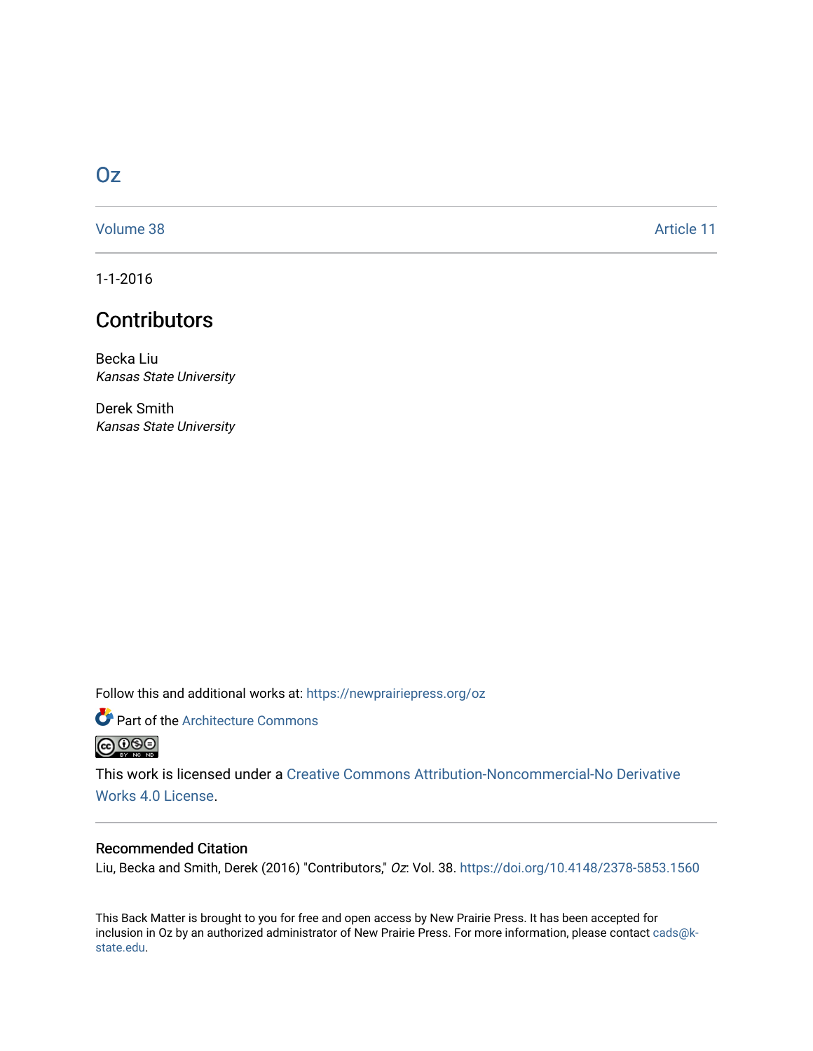# Oz

Volume 38 | Article 11

1-1-2016

## Contributors

Becka Liu
*Kansas State University*

Derek Smith
*Kansas State University*

Follow this and additional works at: https://newprairiepress.org/oz

Part of the Architecture Commons

This work is licensed under a Creative Commons Attribution-Noncommercial-No Derivative Works 4.0 License.

### Recommended Citation

Liu, Becka and Smith, Derek (2016) "Contributors," *Oz*: Vol. 38. https://doi.org/10.4148/2378-5853.1560

This Back Matter is brought to you for free and open access by New Prairie Press. It has been accepted for inclusion in Oz by an authorized administrator of New Prairie Press. For more information, please contact cads@k-state.edu.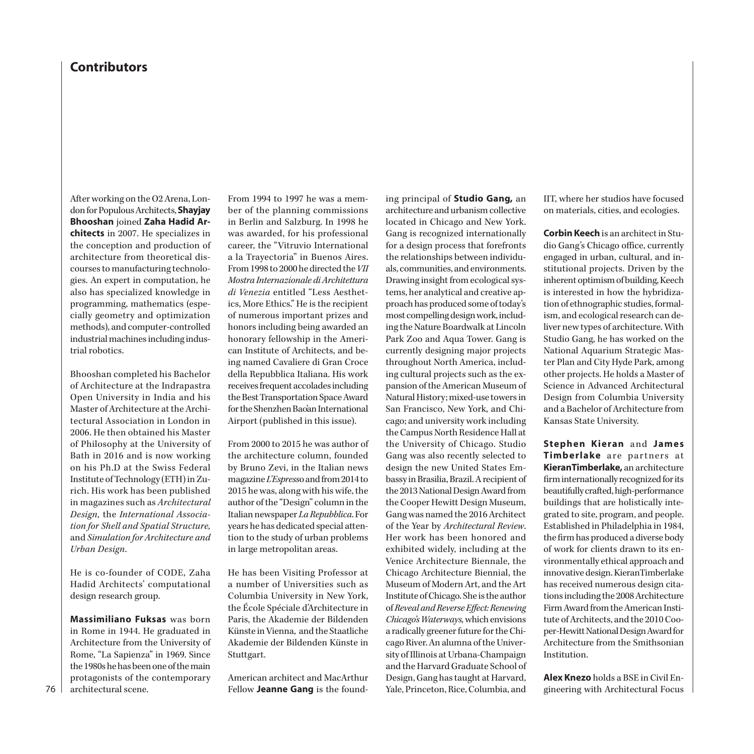# Contributors

After working on the O2 Arena, London for Populous Architects, **Shayjay Bhooshan** joined **Zaha Hadid Architects** in 2007. He specializes in the conception and production of architecture from theoretical discourses to manufacturing technologies. An expert in computation, he also has specialized knowledge in programming, mathematics (especially geometry and optimization methods), and computer-controlled industrial machines including industrial robotics.

Bhooshan completed his Bachelor of Architecture at the Indrapastra Open University in India and his Master of Architecture at the Architectural Association in London in 2006. He then obtained his Master of Philosophy at the University of Bath in 2016 and is now working on his Ph.D at the Swiss Federal Institute of Technology (ETH) in Zurich. His work has been published in magazines such as *Architectural Design,* the *International Association for Shell and Spatial Structure,* and *Simulation for Architecture and Urban Design*.

He is co-founder of CODE, Zaha Hadid Architects' computational design research group.

**Massimiliano Fuksas** was born in Rome in 1944. He graduated in Architecture from the University of Rome, "La Sapienza" in 1969. Since the 1980s he has been one of the main protagonists of the contemporary architectural scene.

From 1994 to 1997 he was a member of the planning commissions in Berlin and Salzburg. In 1998 he was awarded, for his professional career, the "Vitruvio International a la Trayectoria" in Buenos Aires. From 1998 to 2000 he directed the *VII Mostra Internazionale di Architettura di Venezia* entitled "Less Aesthetics, More Ethics." He is the recipient of numerous important prizes and honors including being awarded an honorary fellowship in the American Institute of Architects, and being named Cavaliere di Gran Croce della Repubblica Italiana. His work receives frequent accolades including the Best Transportation Space Award for the Shenzhen Bao'an International Airport (published in this issue).

From 2000 to 2015 he was author of the architecture column, founded by Bruno Zevi, in the Italian news magazine *L'Espresso* and from 2014 to 2015 he was, along with his wife, the author of the "Design" column in the Italian newspaper *La Repubblica*. For years he has dedicated special attention to the study of urban problems in large metropolitan areas.

He has been Visiting Professor at a number of Universities such as Columbia University in New York, the École Spéciale d'Architecture in Paris, the Akademie der Bildenden Künste in Vienna, and the Staatliche Akademie der Bildenden Künste in Stuttgart.

American architect and MacArthur Fellow **Jeanne Gang** is the founding principal of **Studio Gang,** an architecture and urbanism collective located in Chicago and New York. Gang is recognized internationally for a design process that forefronts the relationships between individuals, communities, and environments. Drawing insight from ecological systems, her analytical and creative approach has produced some of today's most compelling design work, including the Nature Boardwalk at Lincoln Park Zoo and Aqua Tower. Gang is currently designing major projects throughout North America, including cultural projects such as the expansion of the American Museum of Natural History; mixed-use towers in San Francisco, New York, and Chicago; and university work including the Campus North Residence Hall at the University of Chicago. Studio Gang was also recently selected to design the new United States Embassy in Brasilia, Brazil. A recipient of the 2013 National Design Award from the Cooper Hewitt Design Museum, Gang was named the 2016 Architect of the Year by *Architectural Review*. Her work has been honored and exhibited widely, including at the Venice Architecture Biennale, the Chicago Architecture Biennial, the Museum of Modern Art, and the Art Institute of Chicago. She is the author of *Reveal and Reverse Effect: Renewing Chicago's Waterways,* which envisions a radically greener future for the Chicago River. An alumna of the University of Illinois at Urbana-Champaign and the Harvard Graduate School of Design, Gang has taught at Harvard, Yale, Princeton, Rice, Columbia, and IIT, where her studios have focused on materials, cities, and ecologies.

**Corbin Keech** is an architect in Studio Gang's Chicago office, currently engaged in urban, cultural, and institutional projects. Driven by the inherent optimism of building, Keech is interested in how the hybridization of ethnographic studies, formalism, and ecological research can deliver new types of architecture. With Studio Gang, he has worked on the National Aquarium Strategic Master Plan and City Hyde Park, among other projects. He holds a Master of Science in Advanced Architectural Design from Columbia University and a Bachelor of Architecture from Kansas State University.

**Stephen Kieran** and **James Timberlake** are partners at **KieranTimberlake,** an architecture firm internationally recognized for its beautifully crafted, high-performance buildings that are holistically integrated to site, program, and people. Established in Philadelphia in 1984, the firm has produced a diverse body of work for clients drawn to its environmentally ethical approach and innovative design. KieranTimberlake has received numerous design citations including the 2008 Architecture Firm Award from the American Institute of Architects, and the 2010 Cooper-Hewitt National Design Award for Architecture from the Smithsonian Institution.

**Alex Knezo** holds a BSE in Civil Engineering with Architectural Focus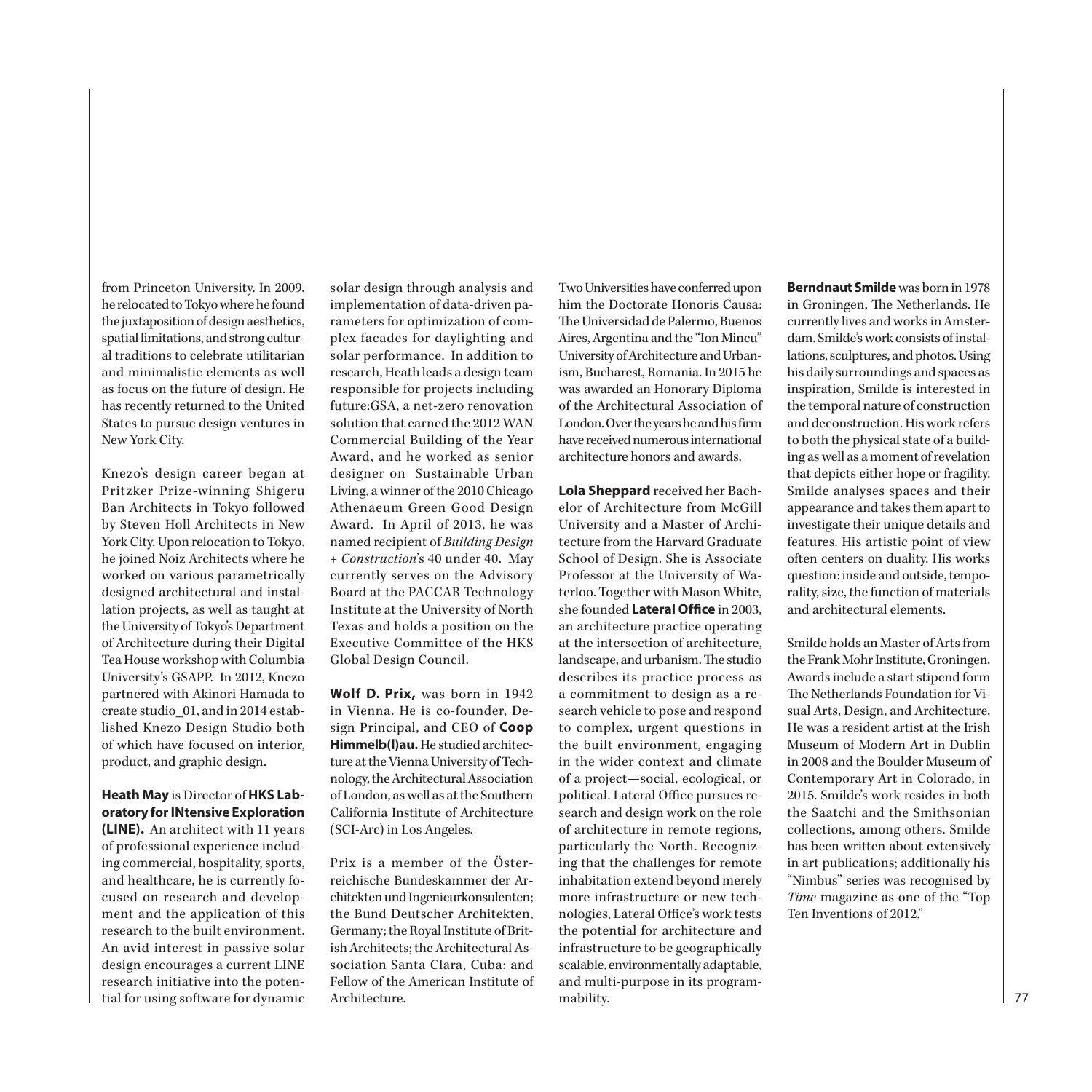from Princeton University. In 2009, he relocated to Tokyo where he found the juxtaposition of design aesthetics, spatial limitations, and strong cultural traditions to celebrate utilitarian and minimalistic elements as well as focus on the future of design. He has recently returned to the United States to pursue design ventures in New York City.

Knezo's design career began at Pritzker Prize-winning Shigeru Ban Architects in Tokyo followed by Steven Holl Architects in New York City. Upon relocation to Tokyo, he joined Noiz Architects where he worked on various parametrically designed architectural and installation projects, as well as taught at the University of Tokyo's Department of Architecture during their Digital Tea House workshop with Columbia University's GSAPP. In 2012, Knezo partnered with Akinori Hamada to create studio_01, and in 2014 established Knezo Design Studio both of which have focused on interior, product, and graphic design.

**Heath May** is Director of **HKS Laboratory for INtensive Exploration (LINE).** An architect with 11 years of professional experience including commercial, hospitality, sports, and healthcare, he is currently focused on research and development and the application of this research to the built environment. An avid interest in passive solar design encourages a current LINE research initiative into the potential for using software for dynamic solar design through analysis and implementation of data-driven parameters for optimization of complex facades for daylighting and solar performance. In addition to research, Heath leads a design team responsible for projects including future:GSA, a net-zero renovation solution that earned the 2012 WAN Commercial Building of the Year Award, and he worked as senior designer on Sustainable Urban Living, a winner of the 2010 Chicago Athenaeum Green Good Design Award. In April of 2013, he was named recipient of *Building Design + Construction*'s 40 under 40. May currently serves on the Advisory Board at the PACCAR Technology Institute at the University of North Texas and holds a position on the Executive Committee of the HKS Global Design Council.

**Wolf D. Prix,** was born in 1942 in Vienna. He is co-founder, Design Principal, and CEO of **Coop Himmelb(l)au.** He studied architecture at the Vienna University of Technology, the Architectural Association of London, as well as at the Southern California Institute of Architecture (SCI-Arc) in Los Angeles.

Prix is a member of the Österreichische Bundeskammer der Architekten und Ingenieurkonsulenten; the Bund Deutscher Architekten, Germany; the Royal Institute of British Architects; the Architectural Association Santa Clara, Cuba; and Fellow of the American Institute of Architecture.

Two Universities have conferred upon him the Doctorate Honoris Causa: The Universidad de Palermo, Buenos Aires, Argentina and the "Ion Mincu" University of Architecture and Urbanism, Bucharest, Romania. In 2015 he was awarded an Honorary Diploma of the Architectural Association of London. Over the years he and his firm have received numerous international architecture honors and awards.

**Lola Sheppard** received her Bachelor of Architecture from McGill University and a Master of Architecture from the Harvard Graduate School of Design. She is Associate Professor at the University of Waterloo. Together with Mason White, she founded **Lateral Office** in 2003, an architecture practice operating at the intersection of architecture, landscape, and urbanism. The studio describes its practice process as a commitment to design as a research vehicle to pose and respond to complex, urgent questions in the built environment, engaging in the wider context and climate of a project—social, ecological, or political. Lateral Office pursues research and design work on the role of architecture in remote regions, particularly the North. Recognizing that the challenges for remote inhabitation extend beyond merely more infrastructure or new technologies, Lateral Office's work tests the potential for architecture and infrastructure to be geographically scalable, environmentally adaptable, and multi-purpose in its programmability.

**Berndnaut Smilde** was born in 1978 in Groningen, The Netherlands. He currently lives and works in Amsterdam. Smilde's work consists of installations, sculptures, and photos. Using his daily surroundings and spaces as inspiration, Smilde is interested in the temporal nature of construction and deconstruction. His work refers to both the physical state of a building as well as a moment of revelation that depicts either hope or fragility. Smilde analyses spaces and their appearance and takes them apart to investigate their unique details and features. His artistic point of view often centers on duality. His works question: inside and outside, temporality, size, the function of materials and architectural elements.

Smilde holds an Master of Arts from the Frank Mohr Institute, Groningen. Awards include a start stipend form The Netherlands Foundation for Visual Arts, Design, and Architecture. He was a resident artist at the Irish Museum of Modern Art in Dublin in 2008 and the Boulder Museum of Contemporary Art in Colorado, in 2015. Smilde's work resides in both the Saatchi and the Smithsonian collections, among others. Smilde has been written about extensively in art publications; additionally his "Nimbus" series was recognised by *Time* magazine as one of the "Top Ten Inventions of 2012."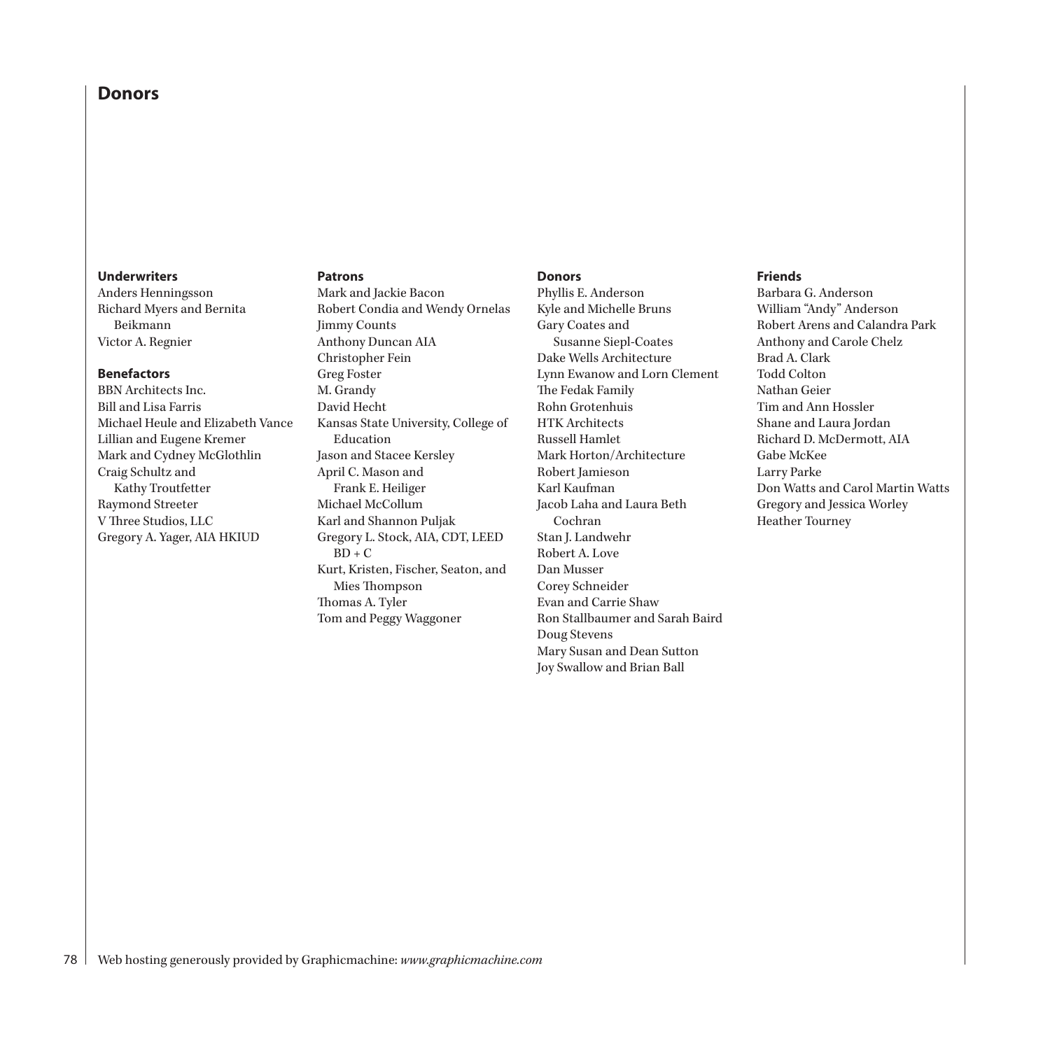# Donors

### Underwriters

Anders Henningsson
Richard Myers and Bernita Beikmann
Victor A. Regnier

### Benefactors

BBN Architects Inc.
Bill and Lisa Farris
Michael Heule and Elizabeth Vance
Lillian and Eugene Kremer
Mark and Cydney McGlothlin
Craig Schultz and Kathy Troutfetter
Raymond Streeter
V Three Studios, LLC
Gregory A. Yager, AIA HKIUD

### Patrons

Mark and Jackie Bacon
Robert Condia and Wendy Ornelas
Jimmy Counts
Anthony Duncan AIA
Christopher Fein
Greg Foster
M. Grandy
David Hecht
Kansas State University, College of Education
Jason and Stacee Kersley
April C. Mason and Frank E. Heiliger
Michael McCollum
Karl and Shannon Puljak
Gregory L. Stock, AIA, CDT, LEED BD + C
Kurt, Kristen, Fischer, Seaton, and Mies Thompson
Thomas A. Tyler
Tom and Peggy Waggoner

### Donors

Phyllis E. Anderson
Kyle and Michelle Bruns
Gary Coates and Susanne Siepl-Coates
Dake Wells Architecture
Lynn Ewanow and Lorn Clement
The Fedak Family
Rohn Grotenhuis
HTK Architects
Russell Hamlet
Mark Horton/Architecture
Robert Jamieson
Karl Kaufman
Jacob Laha and Laura Beth Cochran
Stan J. Landwehr
Robert A. Love
Dan Musser
Corey Schneider
Evan and Carrie Shaw
Ron Stallbaumer and Sarah Baird
Doug Stevens
Mary Susan and Dean Sutton
Joy Swallow and Brian Ball

### Friends

Barbara G. Anderson
William "Andy" Anderson
Robert Arens and Calandra Park
Anthony and Carole Chelz
Brad A. Clark
Todd Colton
Nathan Geier
Tim and Ann Hossler
Shane and Laura Jordan
Richard D. McDermott, AIA
Gabe McKee
Larry Parke
Don Watts and Carol Martin Watts
Gregory and Jessica Worley
Heather Tourney

Web hosting generously provided by Graphicmachine: *www.graphicmachine.com*